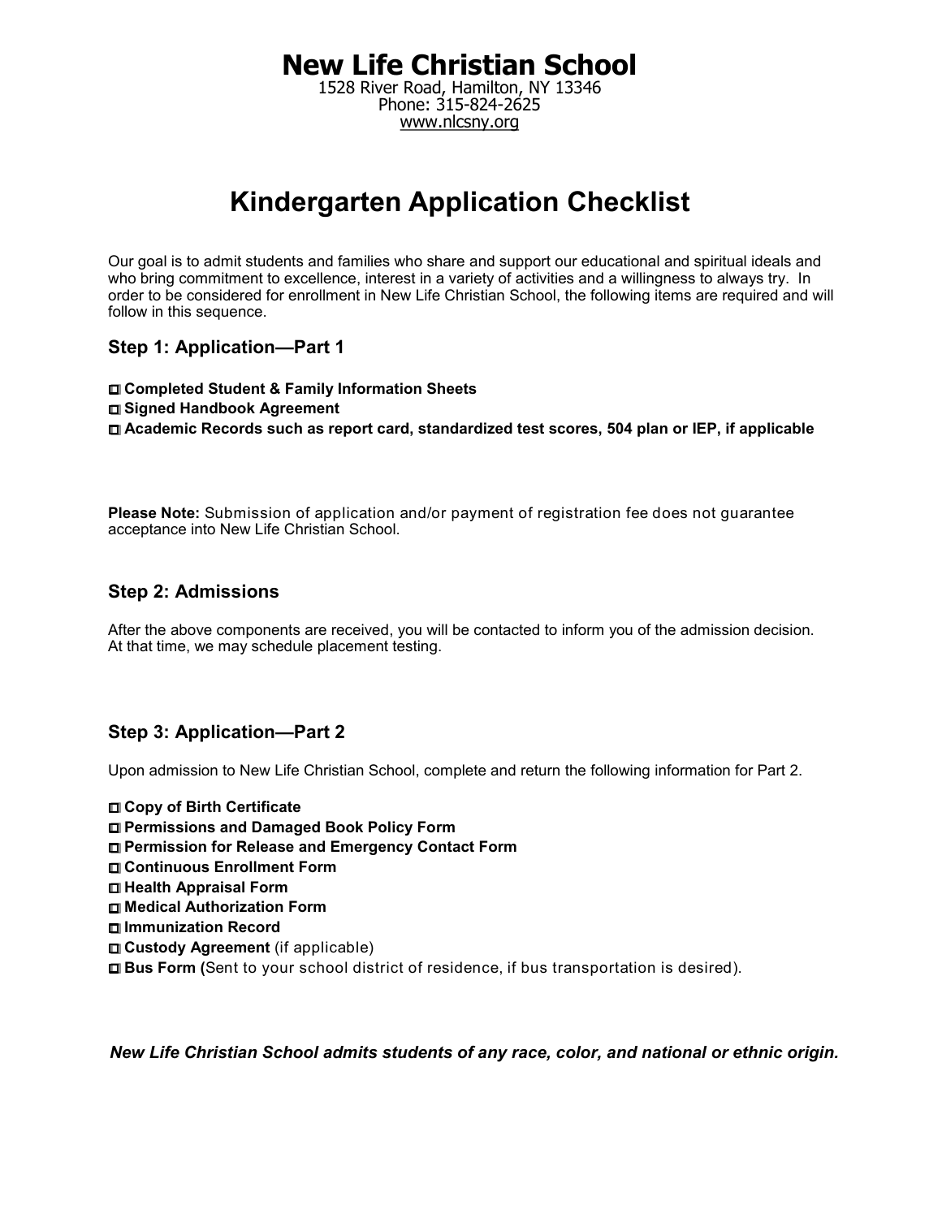# New Life Christian School

1528 River Road, Hamilton, NY 13346
Phone: 315-824-2625
www.nlcsny.org

## Kindergarten Application Checklist

Our goal is to admit students and families who share and support our educational and spiritual ideals and who bring commitment to excellence, interest in a variety of activities and a willingness to always try. In order to be considered for enrollment in New Life Christian School, the following items are required and will follow in this sequence.

### Step 1: Application—Part 1

- ☐ **Completed Student & Family Information Sheets**
- ☐ **Signed Handbook Agreement**
- ☐ **Academic Records such as report card, standardized test scores, 504 plan or IEP, if applicable**

**Please Note:** Submission of application and/or payment of registration fee does not guarantee acceptance into New Life Christian School.

### Step 2: Admissions

After the above components are received, you will be contacted to inform you of the admission decision. At that time, we may schedule placement testing.

### Step 3: Application—Part 2

Upon admission to New Life Christian School, complete and return the following information for Part 2.

- ☐ **Copy of Birth Certificate**
- ☐ **Permissions and Damaged Book Policy Form**
- ☐ **Permission for Release and Emergency Contact Form**
- ☐ **Continuous Enrollment Form**
- ☐ **Health Appraisal Form**
- ☐ **Medical Authorization Form**
- ☐ **Immunization Record**
- ☐ **Custody Agreement** (if applicable)
- ☐ **Bus Form (**Sent to your school district of residence, if bus transportation is desired).

***New Life Christian School admits students of any race, color, and national or ethnic origin.***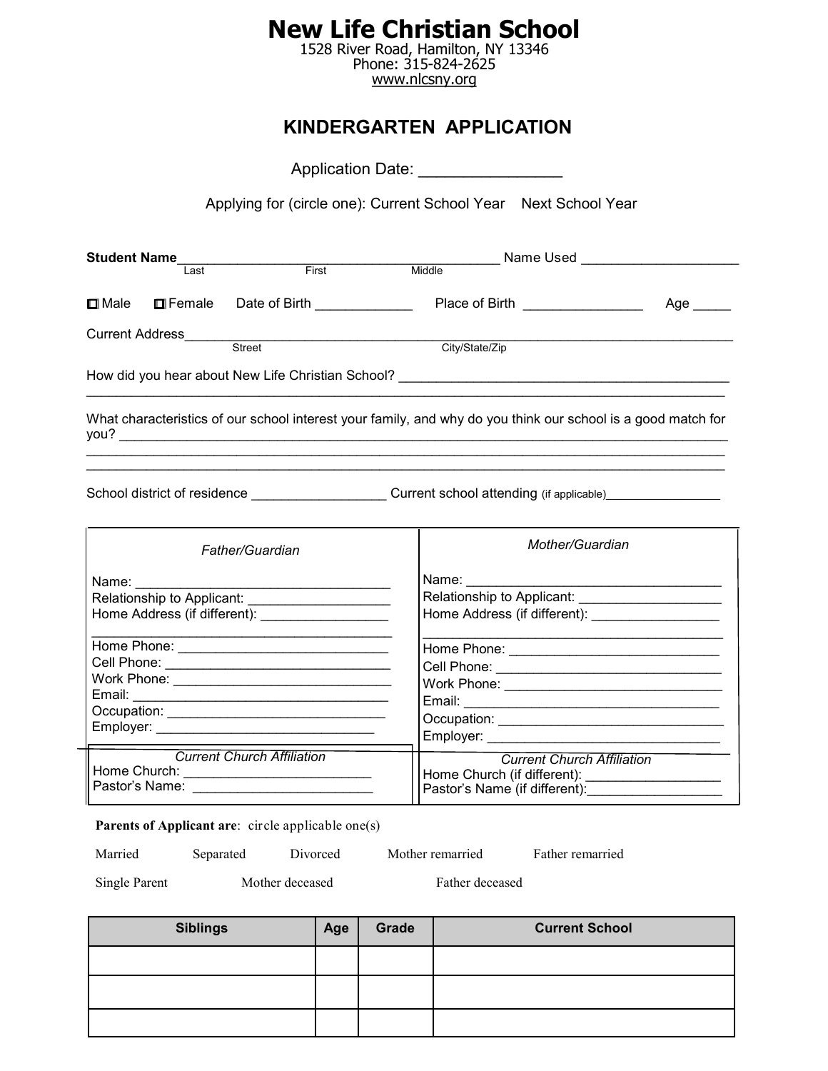# New Life Christian School

1528 River Road, Hamilton, NY 13346
Phone: 315-824-2625
www.nlcsny.org

## KINDERGARTEN APPLICATION

Application Date: ________________

Applying for (circle one): Current School Year    Next School Year

**Student Name**__________________________________________ Name Used ____________________
Last    First    Middle

☐ Male    ☐ Female    Date of Birth ____________    Place of Birth _______________    Age _____

Current Address_______________________________________________________________________
Street    City/State/Zip

How did you hear about New Life Christian School? ___________________________________________
_____________________________________________________________________________________

What characteristics of our school interest your family, and why do you think our school is a good match for you? ____________________________________________________________________________
_____________________________________________________________________________________
_____________________________________________________________________________________

School district of residence _________________ Current school attending (if applicable)________________

| *Father/Guardian* | *Mother/Guardian* |
|---|---|
| Name: ___________________________________ | Name: ___________________________________ |
| Relationship to Applicant: __________________ | Relationship to Applicant: ___________________ |
| Home Address (if different): ________________ | Home Address (if different): _________________ |
| _______________________________________ | _______________________________________ |
| Home Phone: ____________________________ | Home Phone: ____________________________ |
| Cell Phone: ______________________________ | Cell Phone: ______________________________ |
| Work Phone: _____________________________ | Work Phone: _____________________________ |
| Email: __________________________________ | Email: __________________________________ |
| Occupation: ______________________________ | Occupation: ______________________________ |
| Employer: _______________________________ | Employer: _______________________________ |
| *Current Church Affiliation* | *Current Church Affiliation* |
| Home Church: _________________________ | Home Church (if different): __________________ |
| Pastor's Name: ________________________ | Pastor's Name (if different):_________________ |

**Parents of Applicant are**: circle applicable one(s)

Married    Separated    Divorced    Mother remarried    Father remarried

Single Parent    Mother deceased    Father deceased

| Siblings | Age | Grade | Current School |
|---|---|---|---|
| | | | |
| | | | |
| | | | |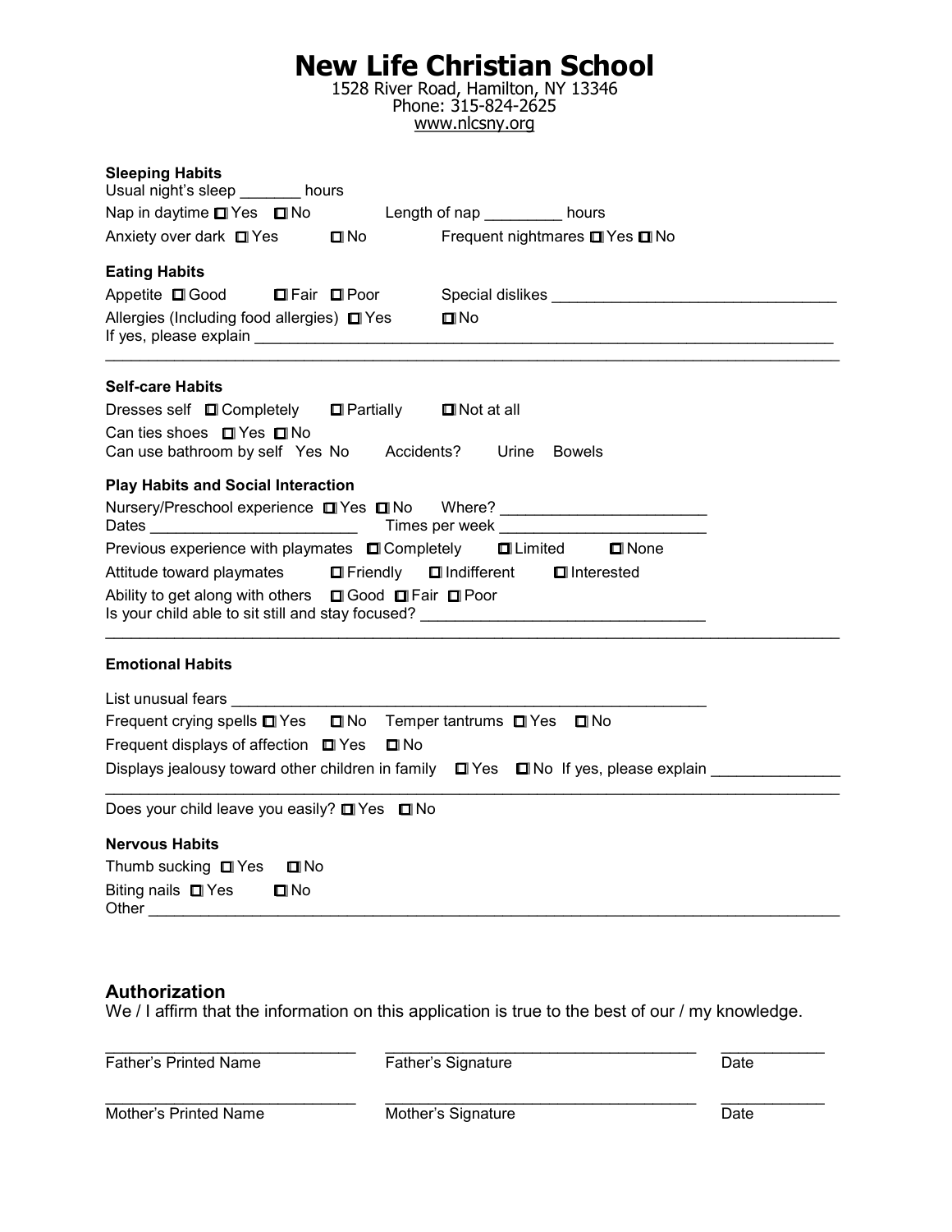# New Life Christian School

1528 River Road, Hamilton, NY 13346
Phone: 315-824-2625
www.nlcsny.org

**Sleeping Habits**

Usual night's sleep _______ hours

Nap in daytime ☐ Yes ☐ No Length of nap _________ hours

Anxiety over dark ☐ Yes ☐ No Frequent nightmares ☐ Yes ☐ No

**Eating Habits**

Appetite ☐ Good ☐ Fair ☐ Poor Special dislikes ________________________________

Allergies (Including food allergies) ☐ Yes ☐ No

If yes, please explain ______________________________________________________________________

______________________________________________________________________________

**Self-care Habits**

Dresses self ☐ Completely ☐ Partially ☐ Not at all

Can ties shoes ☐ Yes ☐ No

Can use bathroom by self Yes No Accidents? Urine Bowels

**Play Habits and Social Interaction**

Nursery/Preschool experience ☐ Yes ☐ No Where? _______________________

Dates ________________________ Times per week _______________________

Previous experience with playmates ☐ Completely ☐ Limited ☐ None

Attitude toward playmates ☐ Friendly ☐ Indifferent ☐ Interested

Ability to get along with others ☐ Good ☐ Fair ☐ Poor

Is your child able to sit still and stay focused? ________________________________

______________________________________________________________________________

**Emotional Habits**

List unusual fears ______________________________________________________

Frequent crying spells ☐ Yes ☐ No Temper tantrums ☐ Yes ☐ No

Frequent displays of affection ☐ Yes ☐ No

Displays jealousy toward other children in family ☐ Yes ☐ No If yes, please explain ______________

______________________________________________________________________________

Does your child leave you easily? ☐ Yes ☐ No

**Nervous Habits**

Thumb sucking ☐ Yes ☐ No

Biting nails ☐ Yes ☐ No

Other ________________________________________________________________________

## Authorization

We / I affirm that the information on this application is true to the best of our / my knowledge.

_____________________________ _____________________________________ ____________
Father's Printed Name Father's Signature Date

_____________________________ _____________________________________ ____________
Mother's Printed Name Mother's Signature Date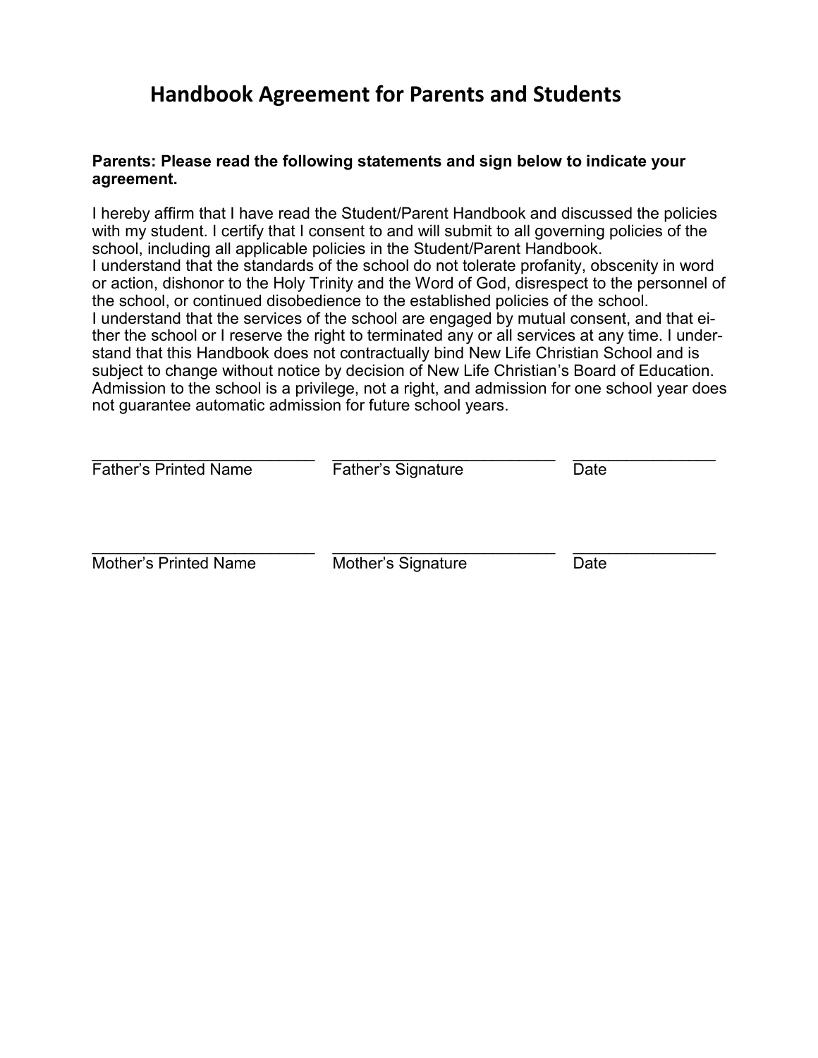# Handbook Agreement for Parents and Students

**Parents: Please read the following statements and sign below to indicate your agreement.**

I hereby affirm that I have read the Student/Parent Handbook and discussed the policies with my student. I certify that I consent to and will submit to all governing policies of the school, including all applicable policies in the Student/Parent Handbook.
I understand that the standards of the school do not tolerate profanity, obscenity in word or action, dishonor to the Holy Trinity and the Word of God, disrespect to the personnel of the school, or continued disobedience to the established policies of the school.
I understand that the services of the school are engaged by mutual consent, and that either the school or I reserve the right to terminated any or all services at any time. I understand that this Handbook does not contractually bind New Life Christian School and is subject to change without notice by decision of New Life Christian's Board of Education. Admission to the school is a privilege, not a right, and admission for one school year does not guarantee automatic admission for future school years.

| | | |
|---|---|---|
| ___________________________ | ___________________________ | _________________ |
| Father's Printed Name | Father's Signature | Date |
| ___________________________ | ___________________________ | _________________ |
| Mother's Printed Name | Mother's Signature | Date |